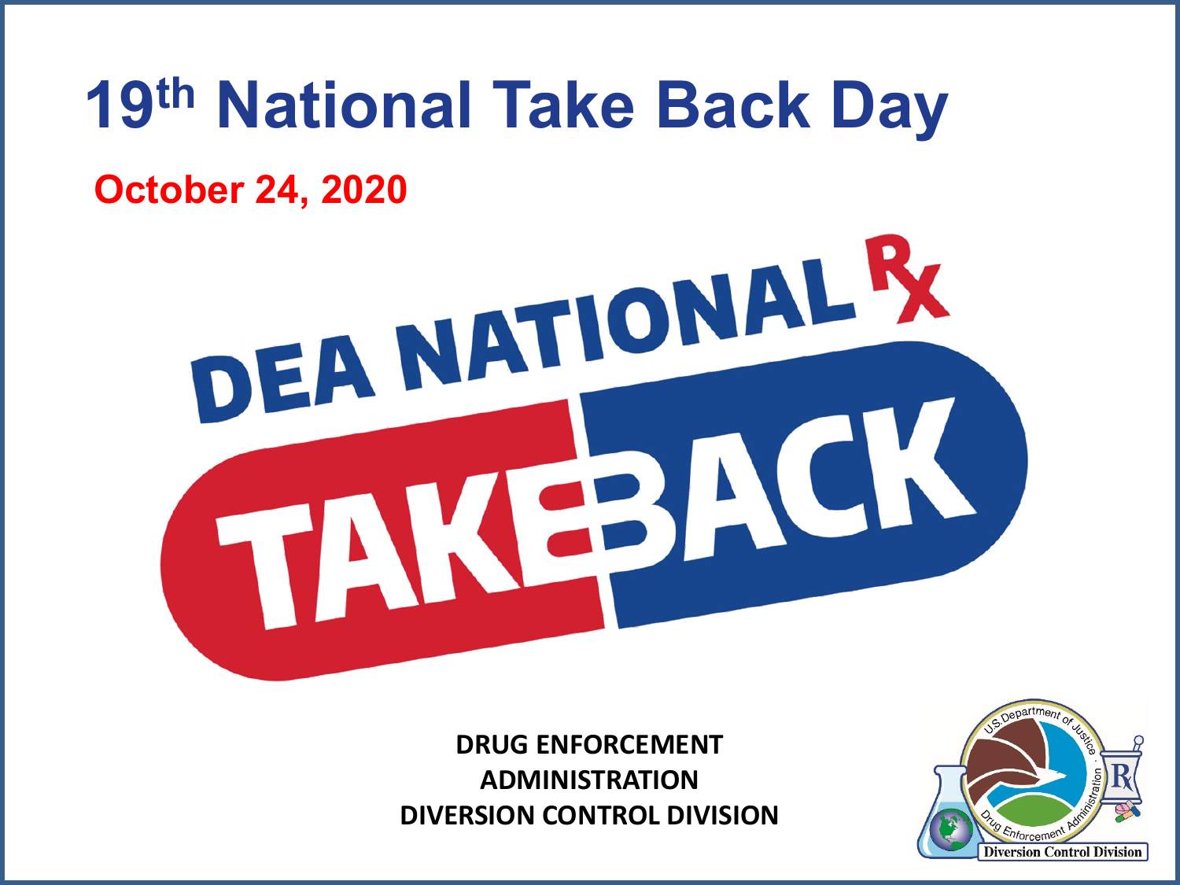# 19th National Take Back Day

**October 24, 2020**

DEA NATIONAL Rx TAKE BACK

**DRUG ENFORCEMENT ADMINISTRATION DIVERSION CONTROL DIVISION**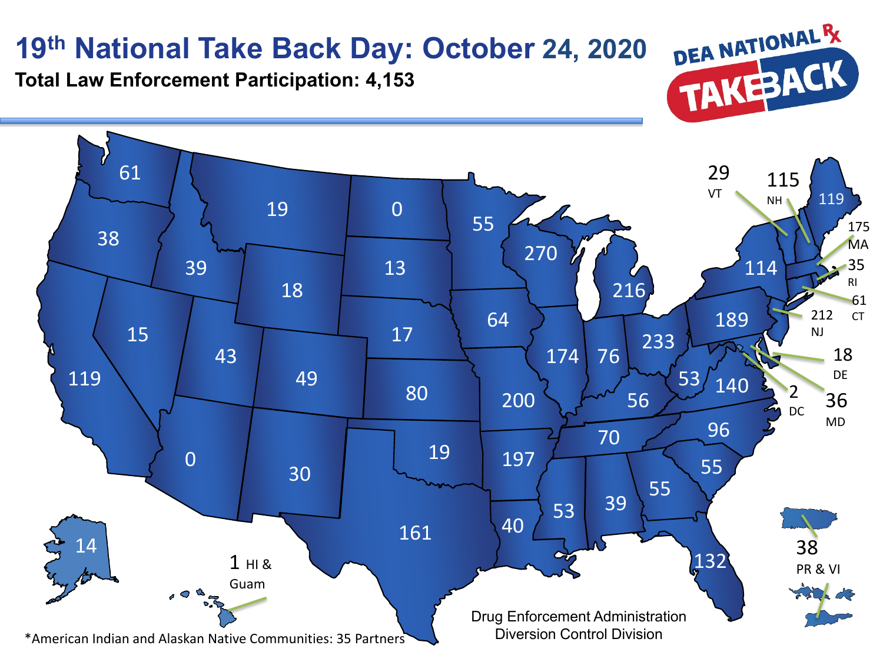# 19th National Take Back Day: October 24, 2020

**Total Law Enforcement Participation: 4,153**

DEA NATIONAL RX TAKEBACK

| State | Participation |
| --- | --- |
| WA | 61 |
| OR | 38 |
| CA | 119 |
| ID | 39 |
| NV | 15 |
| MT | 19 |
| WY | 18 |
| UT | 43 |
| AZ | 0 |
| CO | 49 |
| NM | 30 |
| ND | 0 |
| SD | 13 |
| NE | 17 |
| KS | 80 |
| OK | 19 |
| TX | 161 |
| MN | 55 |
| IA | 64 |
| MO | 200 |
| AR | 197 |
| LA | 40 |
| WI | 270 |
| IL | 174 |
| MI | 216 |
| IN | 76 |
| OH | 233 |
| KY | 56 |
| TN | 70 |
| MS | 53 |
| AL | 39 |
| GA | 55 |
| FL | 132 |
| SC | 55 |
| NC | 96 |
| VA | 140 |
| WV | 53 |
| PA | 189 |
| NY | 114 |
| VT | 29 |
| NH | 115 |
| ME | 119 |
| MA | 175 |
| RI | 35 |
| CT | 61 |
| NJ | 212 |
| DE | 18 |
| MD | 36 |
| DC | 2 |
| AK | 14 |
| HI & Guam | 1 |
| PR & VI | 38 |

*American Indian and Alaskan Native Communities: 35 Partners

Drug Enforcement Administration
Diversion Control Division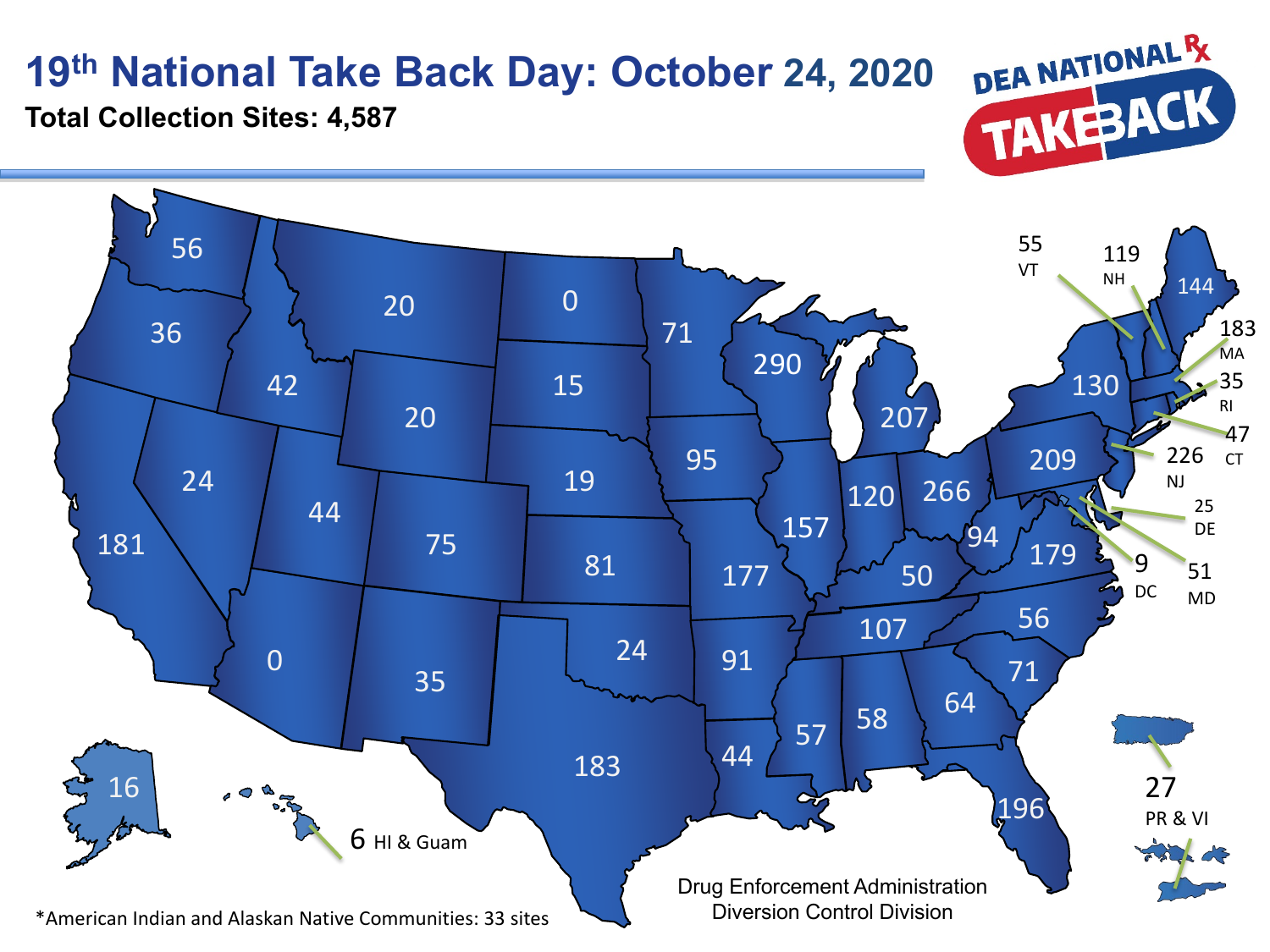# 19th National Take Back Day: October 24, 2020

**Total Collection Sites: 4,587**

DEA NATIONAL Rx TAKEBACK

| State | Sites |
| --- | --- |
| WA | 56 |
| OR | 36 |
| CA | 181 |
| ID | 42 |
| NV | 24 |
| MT | 20 |
| WY | 20 |
| UT | 44 |
| AZ | 0 |
| CO | 75 |
| NM | 35 |
| ND | 0 |
| SD | 15 |
| NE | 19 |
| KS | 81 |
| OK | 24 |
| TX | 183 |
| MN | 71 |
| IA | 95 |
| MO | 177 |
| AR | 91 |
| LA | 44 |
| WI | 290 |
| IL | 157 |
| MI | 207 |
| IN | 120 |
| OH | 266 |
| KY | 50 |
| TN | 107 |
| MS | 57 |
| AL | 58 |
| GA | 64 |
| FL | 196 |
| SC | 71 |
| NC | 56 |
| VA | 179 |
| WV | 94 |
| PA | 209 |
| NY | 130 |
| VT | 55 |
| NH | 119 |
| ME | 144 |
| MA | 183 |
| RI | 35 |
| CT | 47 |
| NJ | 226 |
| DE | 25 |
| MD | 51 |
| DC | 9 |
| AK | 16 |
| HI & Guam | 6 |
| PR & VI | 27 |

*American Indian and Alaskan Native Communities: 33 sites

Drug Enforcement Administration
Diversion Control Division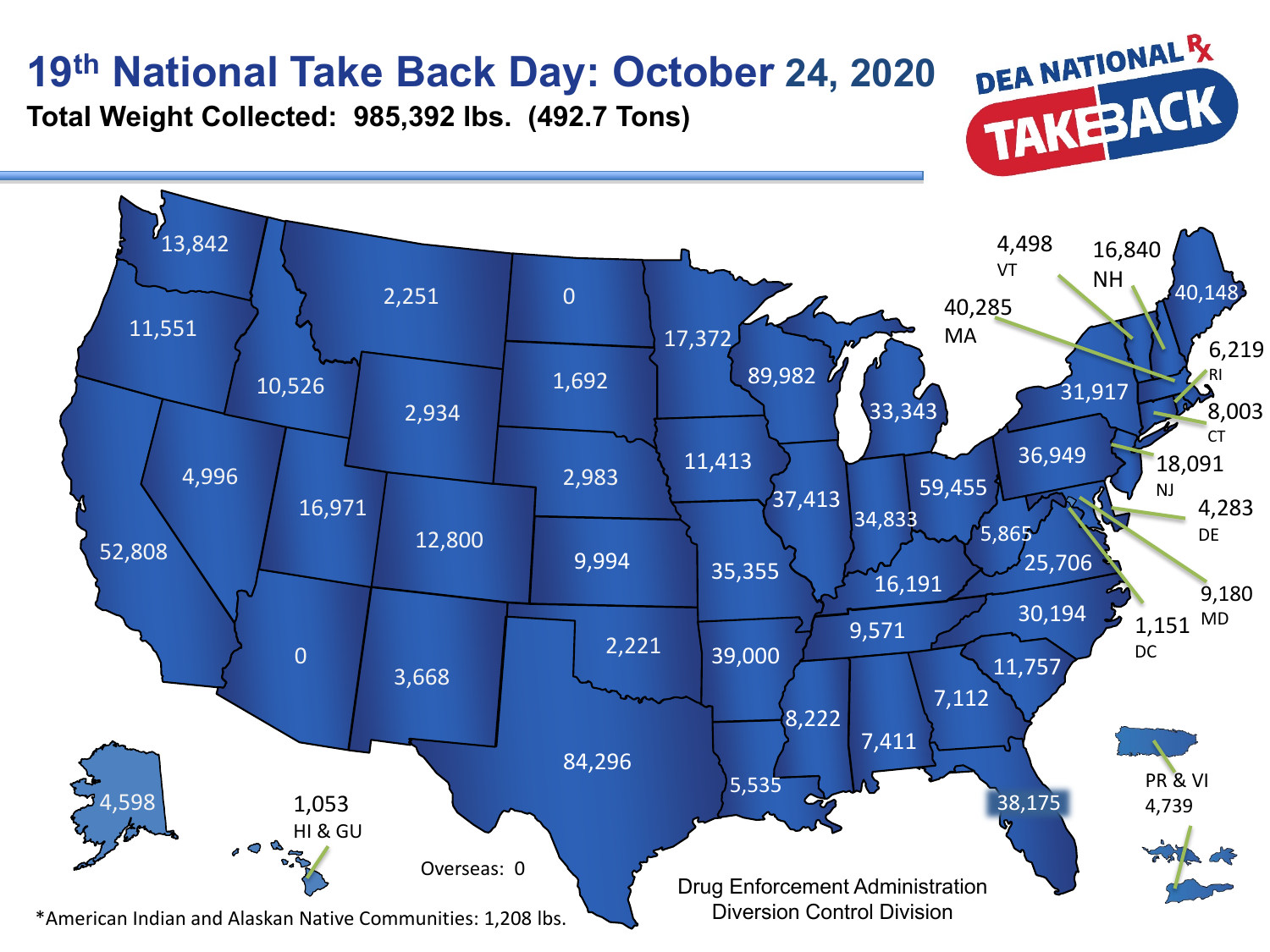# 19th National Take Back Day: October 24, 2020

**Total Weight Collected: 985,392 lbs. (492.7 Tons)**

DEA NATIONAL Rx TAKEBACK

| State/Territory | Weight Collected (lbs.) |
|---|---|
| WA | 13,842 |
| OR | 11,551 |
| CA | 52,808 |
| NV | 4,996 |
| ID | 10,526 |
| MT | 2,251 |
| WY | 2,934 |
| UT | 16,971 |
| CO | 12,800 |
| AZ | 0 |
| NM | 3,668 |
| ND | 0 |
| SD | 1,692 |
| NE | 2,983 |
| KS | 9,994 |
| OK | 2,221 |
| TX | 84,296 |
| MN | 17,372 |
| IA | 11,413 |
| MO | 35,355 |
| AR | 39,000 |
| LA | 5,535 |
| WI | 89,982 |
| IL | 37,413 |
| MI | 33,343 |
| IN | 34,833 |
| OH | 59,455 |
| KY | 16,191 |
| TN | 9,571 |
| MS | 8,222 |
| AL | 7,411 |
| GA | 7,112 |
| FL | 38,175 |
| SC | 11,757 |
| NC | 30,194 |
| VA | 25,706 |
| WV | 5,865 |
| PA | 36,949 |
| NY | 31,917 |
| VT | 4,498 |
| NH | 16,840 |
| ME | 40,148 |
| MA | 40,285 |
| RI | 6,219 |
| CT | 8,003 |
| NJ | 18,091 |
| DE | 4,283 |
| MD | 9,180 |
| DC | 1,151 |
| AK | 4,598 |
| HI & GU | 1,053 |
| PR & VI | 4,739 |
| Overseas | 0 |

*American Indian and Alaskan Native Communities: 1,208 lbs.

Drug Enforcement Administration
Diversion Control Division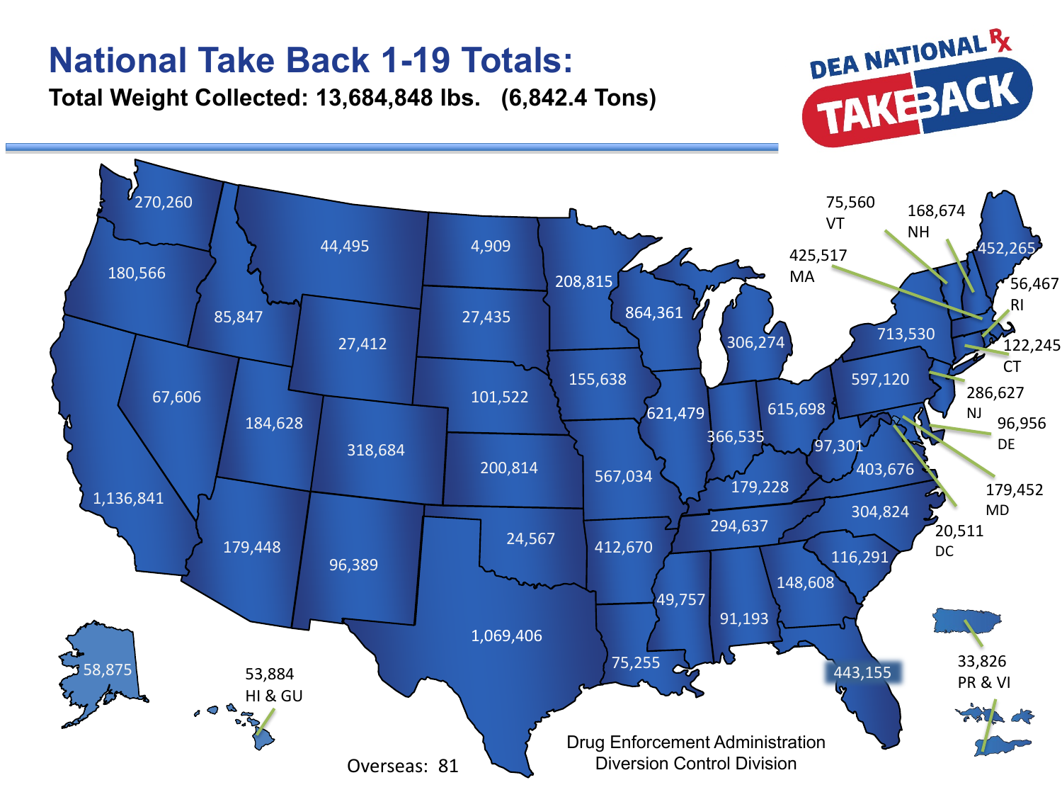# National Take Back 1-19 Totals:

**Total Weight Collected: 13,684,848 lbs. (6,842.4 Tons)**

DEA NATIONAL Rx TAKEBACK

270,260
180,566
44,495
4,909
208,815
85,847
27,435
27,412
864,361
306,274
1,136,841
67,606
184,628
318,684
101,522
155,638
621,479
366,535
615,698
200,814
567,034
179,228
97,301
179,448
96,389
24,567
412,670
294,637
1,069,406
49,757
91,193
148,608
75,255
443,155
58,875

75,560
VT

168,674
NH

425,517
MA

452,265

56,467
RI

713,530

122,245
CT

597,120

286,627
NJ

96,956
DE

403,676

179,452
MD

304,824

20,511
DC

116,291

53,884
HI & GU

33,826
PR & VI

Overseas: 81

Drug Enforcement Administration
Diversion Control Division